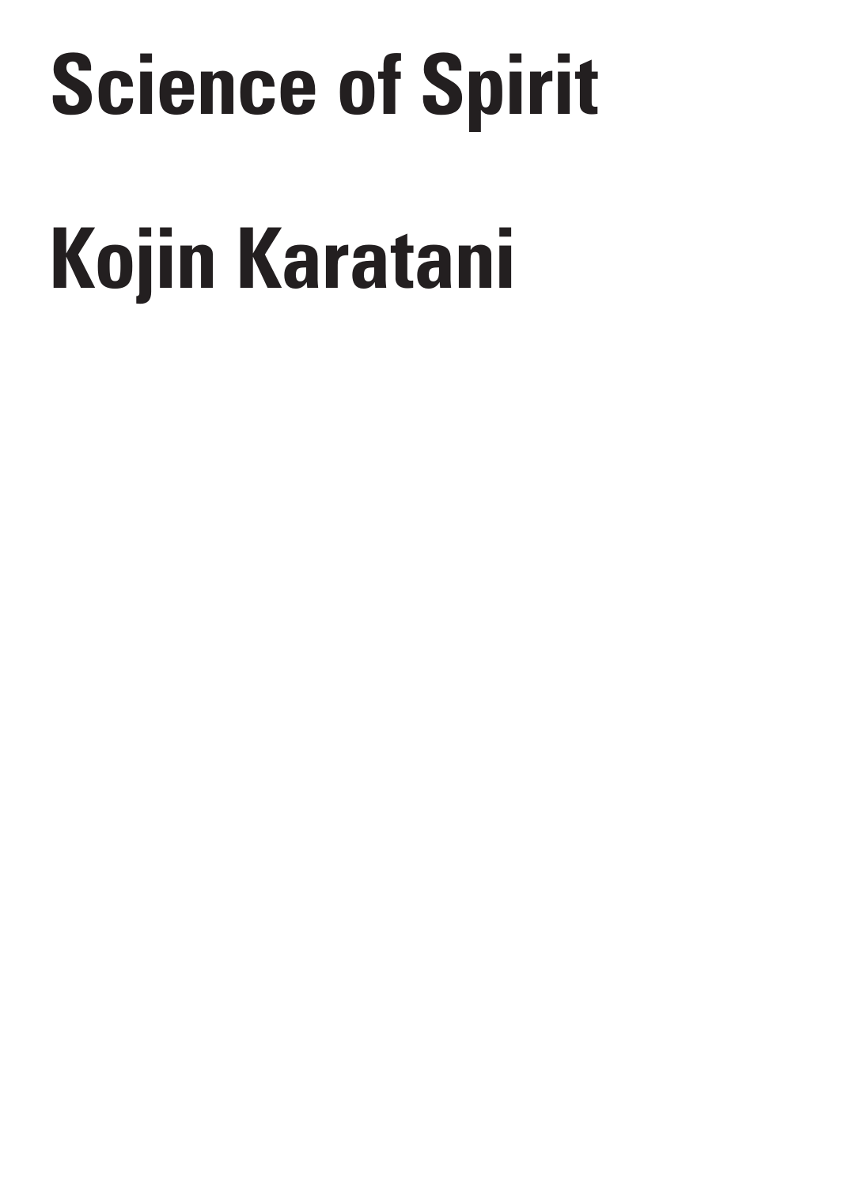# Science of Spirit

# Kojin Karatani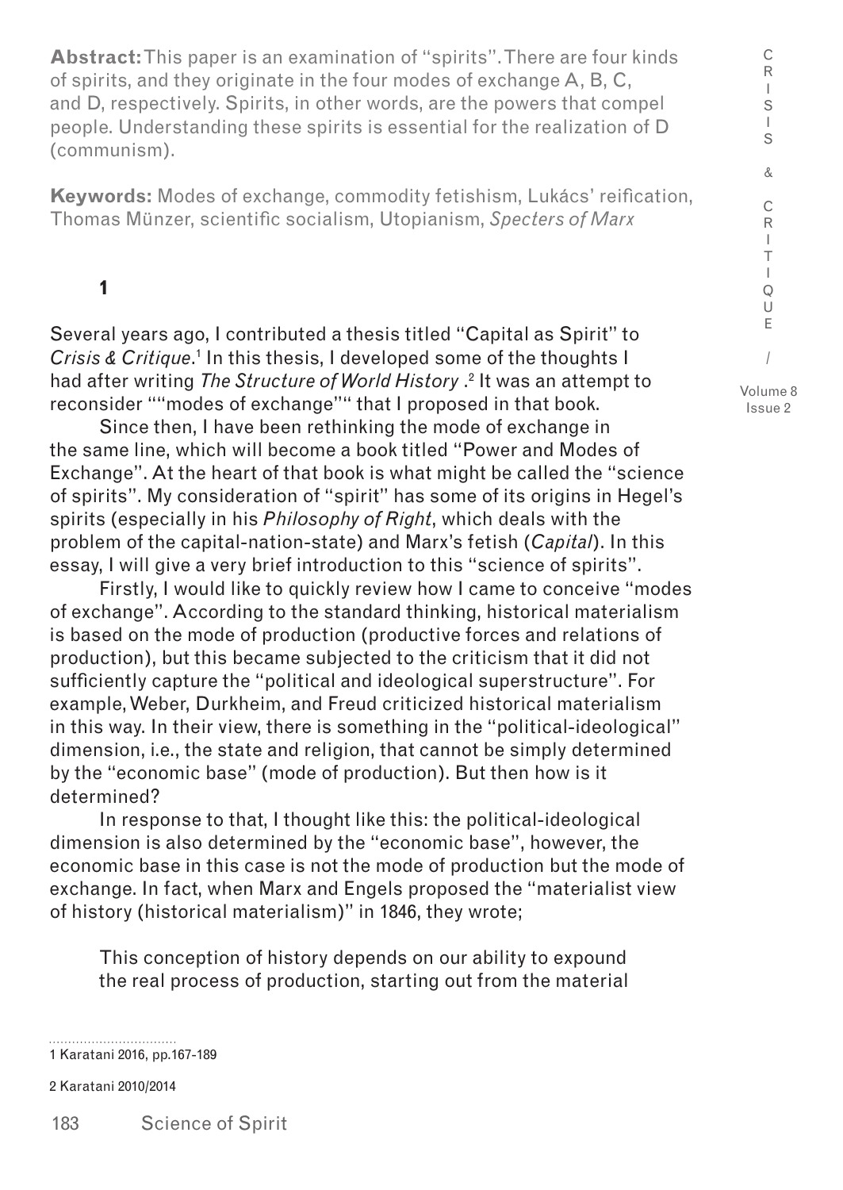**Abstract:** This paper is an examination of "spirits". There are four kinds of spirits, and they originate in the four modes of exchange A, B, C, and D, respectively. Spirits, in other words, are the powers that compel people. Understanding these spirits is essential for the realization of D (communism).

**Keywords:** Modes of exchange, commodity fetishism, Lukács' reification, Thomas Münzer, scientific socialism, Utopianism, *Specters of Marx*

## 1

Several years ago, I contributed a thesis titled "Capital as Spirit" to *Crisis & Critique*.[1] In this thesis, I developed some of the thoughts I had after writing *The Structure of World History* .[2] It was an attempt to reconsider ""modes of exchange"" that I proposed in that book.

Since then, I have been rethinking the mode of exchange in the same line, which will become a book titled "Power and Modes of Exchange". At the heart of that book is what might be called the "science of spirits". My consideration of "spirit" has some of its origins in Hegel's spirits (especially in his *Philosophy of Right*, which deals with the problem of the capital-nation-state) and Marx's fetish (*Capital*). In this essay, I will give a very brief introduction to this "science of spirits".

Firstly, I would like to quickly review how I came to conceive "modes of exchange". According to the standard thinking, historical materialism is based on the mode of production (productive forces and relations of production), but this became subjected to the criticism that it did not sufficiently capture the "political and ideological superstructure". For example, Weber, Durkheim, and Freud criticized historical materialism in this way. In their view, there is something in the "political-ideological" dimension, i.e., the state and religion, that cannot be simply determined by the "economic base" (mode of production). But then how is it determined?

In response to that, I thought like this: the political-ideological dimension is also determined by the "economic base", however, the economic base in this case is not the mode of production but the mode of exchange. In fact, when Marx and Engels proposed the "materialist view of history (historical materialism)" in 1846, they wrote;

> This conception of history depends on our ability to expound the real process of production, starting out from the material

1 Karatani 2016, pp.167-189

2 Karatani 2010/2014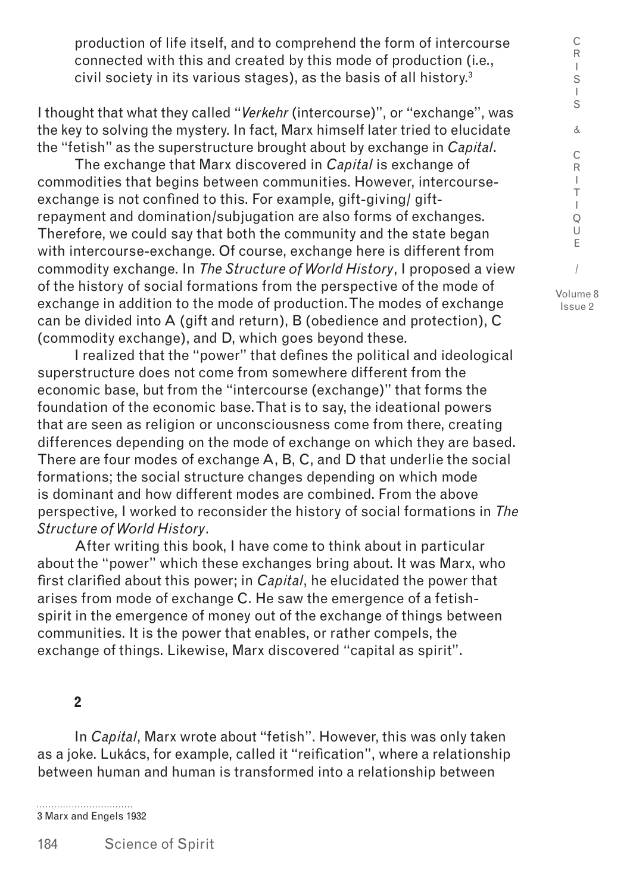> production of life itself, and to comprehend the form of intercourse connected with this and created by this mode of production (i.e., civil society in its various stages), as the basis of all history.[3]

I thought that what they called "*Verkehr* (intercourse)", or "exchange", was the key to solving the mystery. In fact, Marx himself later tried to elucidate the "fetish" as the superstructure brought about by exchange in *Capital*.

The exchange that Marx discovered in *Capital* is exchange of commodities that begins between communities. However, intercourse-exchange is not confined to this. For example, gift-giving/ gift-repayment and domination/subjugation are also forms of exchanges. Therefore, we could say that both the community and the state began with intercourse-exchange. Of course, exchange here is different from commodity exchange. In *The Structure of World History*, I proposed a view of the history of social formations from the perspective of the mode of exchange in addition to the mode of production. The modes of exchange can be divided into A (gift and return), B (obedience and protection), C (commodity exchange), and D, which goes beyond these.

I realized that the "power" that defines the political and ideological superstructure does not come from somewhere different from the economic base, but from the "intercourse (exchange)" that forms the foundation of the economic base. That is to say, the ideational powers that are seen as religion or unconsciousness come from there, creating differences depending on the mode of exchange on which they are based. There are four modes of exchange A, B, C, and D that underlie the social formations; the social structure changes depending on which mode is dominant and how different modes are combined. From the above perspective, I worked to reconsider the history of social formations in *The Structure of World History*.

After writing this book, I have come to think about in particular about the "power" which these exchanges bring about. It was Marx, who first clarified about this power; in *Capital*, he elucidated the power that arises from mode of exchange C. He saw the emergence of a fetish-spirit in the emergence of money out of the exchange of things between communities. It is the power that enables, or rather compels, the exchange of things. Likewise, Marx discovered "capital as spirit".

## 2

In *Capital*, Marx wrote about "fetish". However, this was only taken as a joke. Lukács, for example, called it "reification", where a relationship between human and human is transformed into a relationship between

---

3 Marx and Engels 1932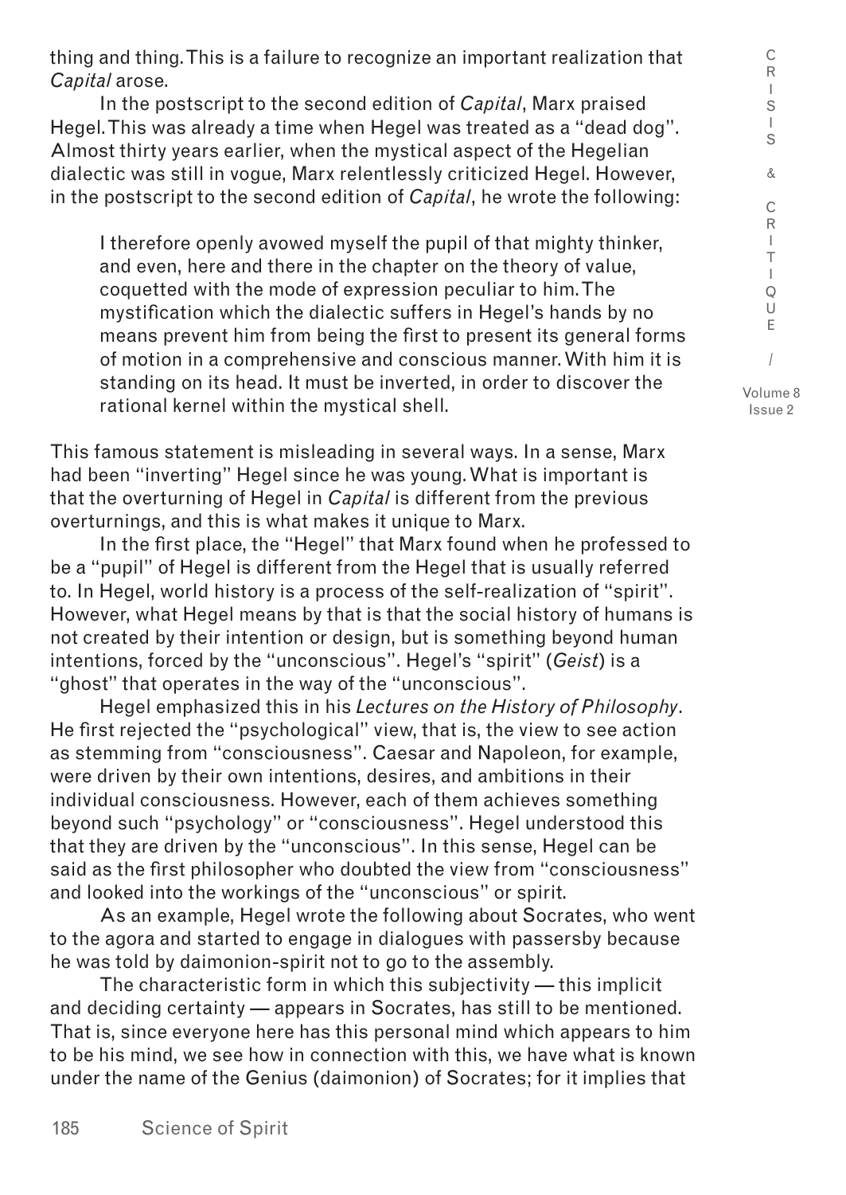thing and thing. This is a failure to recognize an important realization that *Capital* arose.

In the postscript to the second edition of *Capital*, Marx praised Hegel. This was already a time when Hegel was treated as a "dead dog". Almost thirty years earlier, when the mystical aspect of the Hegelian dialectic was still in vogue, Marx relentlessly criticized Hegel. However, in the postscript to the second edition of *Capital*, he wrote the following:

> I therefore openly avowed myself the pupil of that mighty thinker, and even, here and there in the chapter on the theory of value, coquetted with the mode of expression peculiar to him. The mystification which the dialectic suffers in Hegel's hands by no means prevent him from being the first to present its general forms of motion in a comprehensive and conscious manner. With him it is standing on its head. It must be inverted, in order to discover the rational kernel within the mystical shell.

This famous statement is misleading in several ways. In a sense, Marx had been "inverting" Hegel since he was young. What is important is that the overturning of Hegel in *Capital* is different from the previous overturnings, and this is what makes it unique to Marx.

In the first place, the "Hegel" that Marx found when he professed to be a "pupil" of Hegel is different from the Hegel that is usually referred to. In Hegel, world history is a process of the self-realization of "spirit". However, what Hegel means by that is that the social history of humans is not created by their intention or design, but is something beyond human intentions, forced by the "unconscious". Hegel's "spirit" (*Geist*) is a "ghost" that operates in the way of the "unconscious".

Hegel emphasized this in his *Lectures on the History of Philosophy*. He first rejected the "psychological" view, that is, the view to see action as stemming from "consciousness". Caesar and Napoleon, for example, were driven by their own intentions, desires, and ambitions in their individual consciousness. However, each of them achieves something beyond such "psychology" or "consciousness". Hegel understood this that they are driven by the "unconscious". In this sense, Hegel can be said as the first philosopher who doubted the view from "consciousness" and looked into the workings of the "unconscious" or spirit.

As an example, Hegel wrote the following about Socrates, who went to the agora and started to engage in dialogues with passersby because he was told by daimonion-spirit not to go to the assembly.

The characteristic form in which this subjectivity — this implicit and deciding certainty — appears in Socrates, has still to be mentioned. That is, since everyone here has this personal mind which appears to him to be his mind, we see how in connection with this, we have what is known under the name of the Genius (daimonion) of Socrates; for it implies that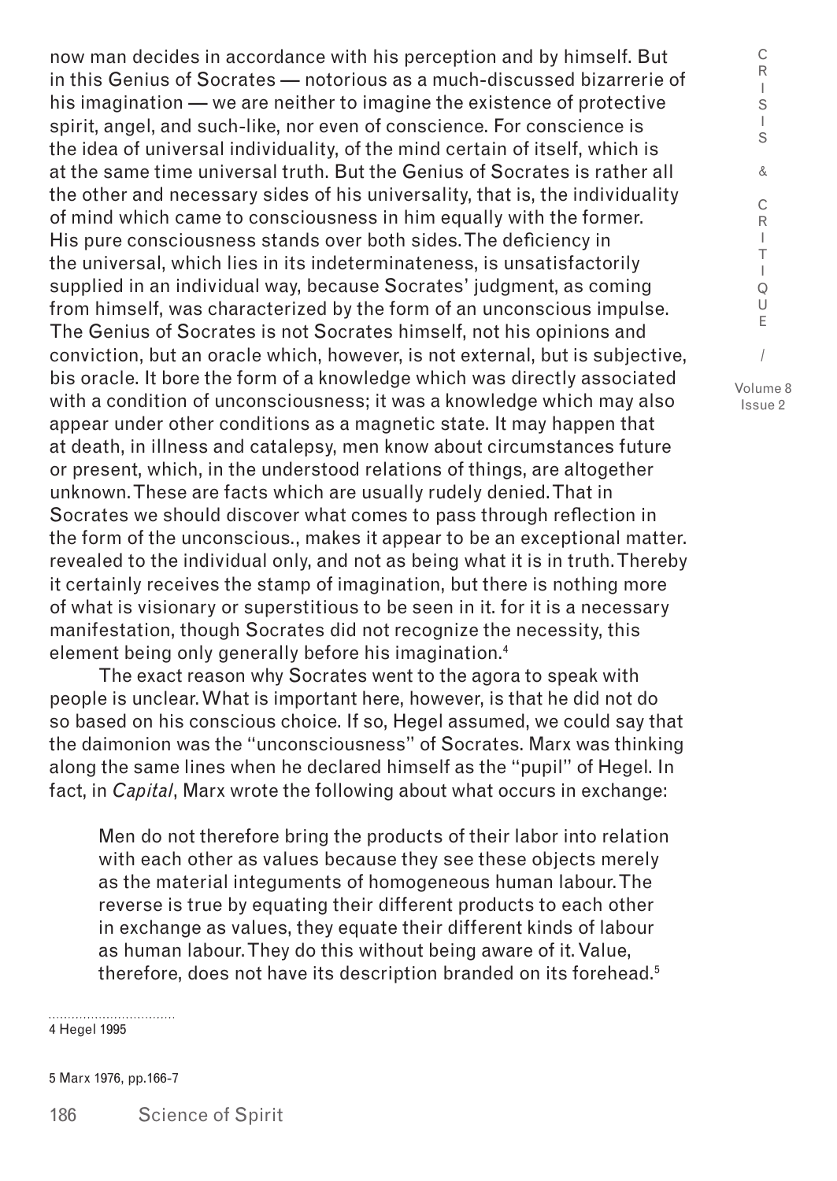now man decides in accordance with his perception and by himself. But in this Genius of Socrates — notorious as a much-discussed bizarrerie of his imagination — we are neither to imagine the existence of protective spirit, angel, and such-like, nor even of conscience. For conscience is the idea of universal individuality, of the mind certain of itself, which is at the same time universal truth. But the Genius of Socrates is rather all the other and necessary sides of his universality, that is, the individuality of mind which came to consciousness in him equally with the former. His pure consciousness stands over both sides. The deficiency in the universal, which lies in its indeterminateness, is unsatisfactorily supplied in an individual way, because Socrates' judgment, as coming from himself, was characterized by the form of an unconscious impulse. The Genius of Socrates is not Socrates himself, not his opinions and conviction, but an oracle which, however, is not external, but is subjective, bis oracle. It bore the form of a knowledge which was directly associated with a condition of unconsciousness; it was a knowledge which may also appear under other conditions as a magnetic state. It may happen that at death, in illness and catalepsy, men know about circumstances future or present, which, in the understood relations of things, are altogether unknown. These are facts which are usually rudely denied. That in Socrates we should discover what comes to pass through reflection in the form of the unconscious., makes it appear to be an exceptional matter. revealed to the individual only, and not as being what it is in truth. Thereby it certainly receives the stamp of imagination, but there is nothing more of what is visionary or superstitious to be seen in it. for it is a necessary manifestation, though Socrates did not recognize the necessity, this element being only generally before his imagination.[4]

The exact reason why Socrates went to the agora to speak with people is unclear. What is important here, however, is that he did not do so based on his conscious choice. If so, Hegel assumed, we could say that the daimonion was the "unconsciousness" of Socrates. Marx was thinking along the same lines when he declared himself as the "pupil" of Hegel. In fact, in *Capital*, Marx wrote the following about what occurs in exchange:

> Men do not therefore bring the products of their labor into relation with each other as values because they see these objects merely as the material integuments of homogeneous human labour. The reverse is true by equating their different products to each other in exchange as values, they equate their different kinds of labour as human labour. They do this without being aware of it. Value, therefore, does not have its description branded on its forehead.[5]

4 Hegel 1995

5 Marx 1976, pp.166-7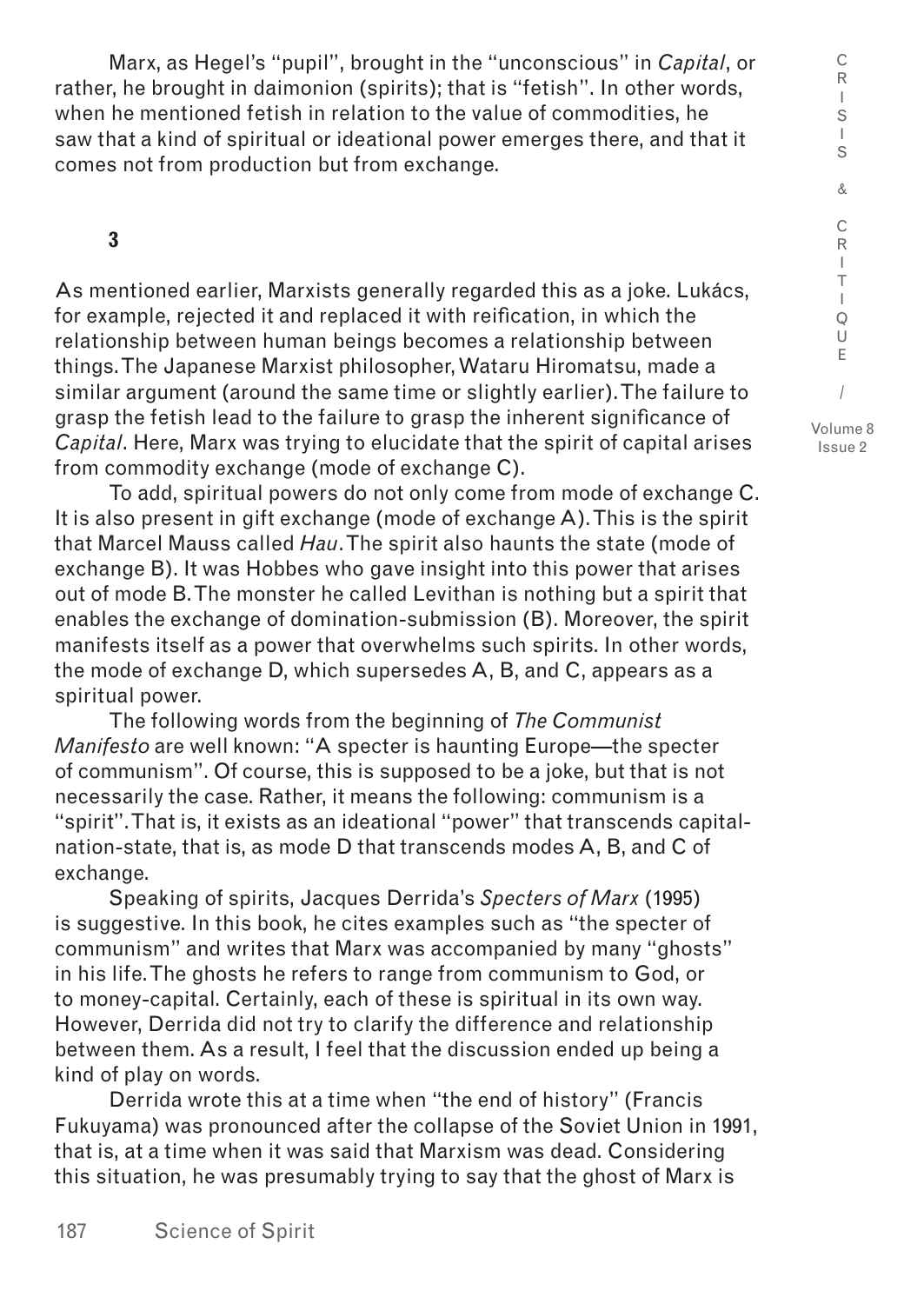Marx, as Hegel's "pupil", brought in the "unconscious" in *Capital*, or rather, he brought in daimonion (spirits); that is "fetish". In other words, when he mentioned fetish in relation to the value of commodities, he saw that a kind of spiritual or ideational power emerges there, and that it comes not from production but from exchange.

### 3

As mentioned earlier, Marxists generally regarded this as a joke. Lukács, for example, rejected it and replaced it with reification, in which the relationship between human beings becomes a relationship between things. The Japanese Marxist philosopher, Wataru Hiromatsu, made a similar argument (around the same time or slightly earlier). The failure to grasp the fetish lead to the failure to grasp the inherent significance of *Capital*. Here, Marx was trying to elucidate that the spirit of capital arises from commodity exchange (mode of exchange C).

To add, spiritual powers do not only come from mode of exchange C. It is also present in gift exchange (mode of exchange A). This is the spirit that Marcel Mauss called *Hau*. The spirit also haunts the state (mode of exchange B). It was Hobbes who gave insight into this power that arises out of mode B. The monster he called Levithan is nothing but a spirit that enables the exchange of domination-submission (B). Moreover, the spirit manifests itself as a power that overwhelms such spirits. In other words, the mode of exchange D, which supersedes A, B, and C, appears as a spiritual power.

The following words from the beginning of *The Communist Manifesto* are well known: "A specter is haunting Europe—the specter of communism". Of course, this is supposed to be a joke, but that is not necessarily the case. Rather, it means the following: communism is a "spirit". That is, it exists as an ideational "power" that transcends capital-nation-state, that is, as mode D that transcends modes A, B, and C of exchange.

Speaking of spirits, Jacques Derrida's *Specters of Marx* (1995) is suggestive. In this book, he cites examples such as "the specter of communism" and writes that Marx was accompanied by many "ghosts" in his life. The ghosts he refers to range from communism to God, or to money-capital. Certainly, each of these is spiritual in its own way. However, Derrida did not try to clarify the difference and relationship between them. As a result, I feel that the discussion ended up being a kind of play on words.

Derrida wrote this at a time when "the end of history" (Francis Fukuyama) was pronounced after the collapse of the Soviet Union in 1991, that is, at a time when it was said that Marxism was dead. Considering this situation, he was presumably trying to say that the ghost of Marx is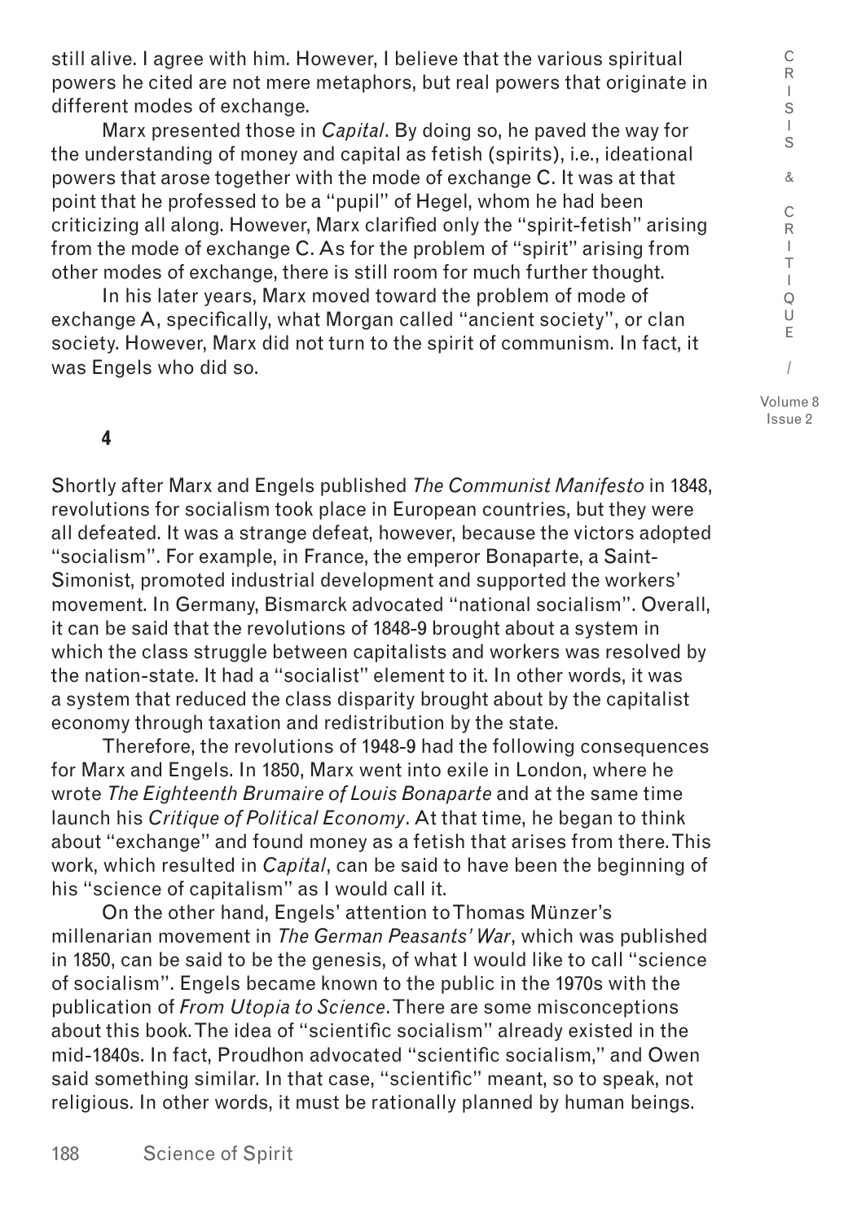still alive. I agree with him. However, I believe that the various spiritual powers he cited are not mere metaphors, but real powers that originate in different modes of exchange.

Marx presented those in *Capital*. By doing so, he paved the way for the understanding of money and capital as fetish (spirits), i.e., ideational powers that arose together with the mode of exchange C. It was at that point that he professed to be a "pupil" of Hegel, whom he had been criticizing all along. However, Marx clarified only the "spirit-fetish" arising from the mode of exchange C. As for the problem of "spirit" arising from other modes of exchange, there is still room for much further thought.

In his later years, Marx moved toward the problem of mode of exchange A, specifically, what Morgan called "ancient society", or clan society. However, Marx did not turn to the spirit of communism. In fact, it was Engels who did so.

**4**

Shortly after Marx and Engels published *The Communist Manifesto* in 1848, revolutions for socialism took place in European countries, but they were all defeated. It was a strange defeat, however, because the victors adopted "socialism". For example, in France, the emperor Bonaparte, a Saint-Simonist, promoted industrial development and supported the workers' movement. In Germany, Bismarck advocated "national socialism". Overall, it can be said that the revolutions of 1848-9 brought about a system in which the class struggle between capitalists and workers was resolved by the nation-state. It had a "socialist" element to it. In other words, it was a system that reduced the class disparity brought about by the capitalist economy through taxation and redistribution by the state.

Therefore, the revolutions of 1948-9 had the following consequences for Marx and Engels. In 1850, Marx went into exile in London, where he wrote *The Eighteenth Brumaire of Louis Bonaparte* and at the same time launch his *Critique of Political Economy*. At that time, he began to think about "exchange" and found money as a fetish that arises from there. This work, which resulted in *Capital*, can be said to have been the beginning of his "science of capitalism" as I would call it.

On the other hand, Engels' attention to Thomas Münzer's millenarian movement in *The German Peasants' War*, which was published in 1850, can be said to be the genesis, of what I would like to call "science of socialism". Engels became known to the public in the 1970s with the publication of *From Utopia to Science*. There are some misconceptions about this book. The idea of "scientific socialism" already existed in the mid-1840s. In fact, Proudhon advocated "scientific socialism," and Owen said something similar. In that case, "scientific" meant, so to speak, not religious. In other words, it must be rationally planned by human beings.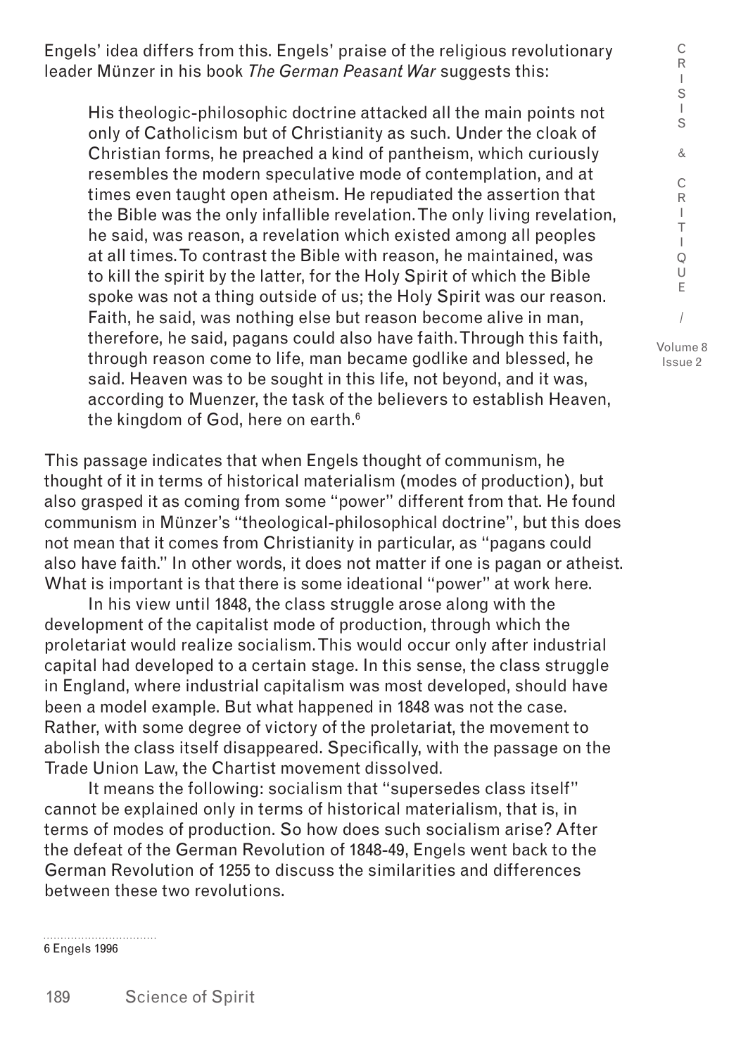Engels' idea differs from this. Engels' praise of the religious revolutionary leader Münzer in his book *The German Peasant War* suggests this:

> His theologic-philosophic doctrine attacked all the main points not only of Catholicism but of Christianity as such. Under the cloak of Christian forms, he preached a kind of pantheism, which curiously resembles the modern speculative mode of contemplation, and at times even taught open atheism. He repudiated the assertion that the Bible was the only infallible revelation. The only living revelation, he said, was reason, a revelation which existed among all peoples at all times. To contrast the Bible with reason, he maintained, was to kill the spirit by the latter, for the Holy Spirit of which the Bible spoke was not a thing outside of us; the Holy Spirit was our reason. Faith, he said, was nothing else but reason become alive in man, therefore, he said, pagans could also have faith. Through this faith, through reason come to life, man became godlike and blessed, he said. Heaven was to be sought in this life, not beyond, and it was, according to Muenzer, the task of the believers to establish Heaven, the kingdom of God, here on earth.[6]

This passage indicates that when Engels thought of communism, he thought of it in terms of historical materialism (modes of production), but also grasped it as coming from some "power" different from that. He found communism in Münzer's "theological-philosophical doctrine", but this does not mean that it comes from Christianity in particular, as "pagans could also have faith." In other words, it does not matter if one is pagan or atheist. What is important is that there is some ideational "power" at work here.

In his view until 1848, the class struggle arose along with the development of the capitalist mode of production, through which the proletariat would realize socialism. This would occur only after industrial capital had developed to a certain stage. In this sense, the class struggle in England, where industrial capitalism was most developed, should have been a model example. But what happened in 1848 was not the case. Rather, with some degree of victory of the proletariat, the movement to abolish the class itself disappeared. Specifically, with the passage on the Trade Union Law, the Chartist movement dissolved.

It means the following: socialism that "supersedes class itself" cannot be explained only in terms of historical materialism, that is, in terms of modes of production. So how does such socialism arise? After the defeat of the German Revolution of 1848-49, Engels went back to the German Revolution of 1255 to discuss the similarities and differences between these two revolutions.

---

6 Engels 1996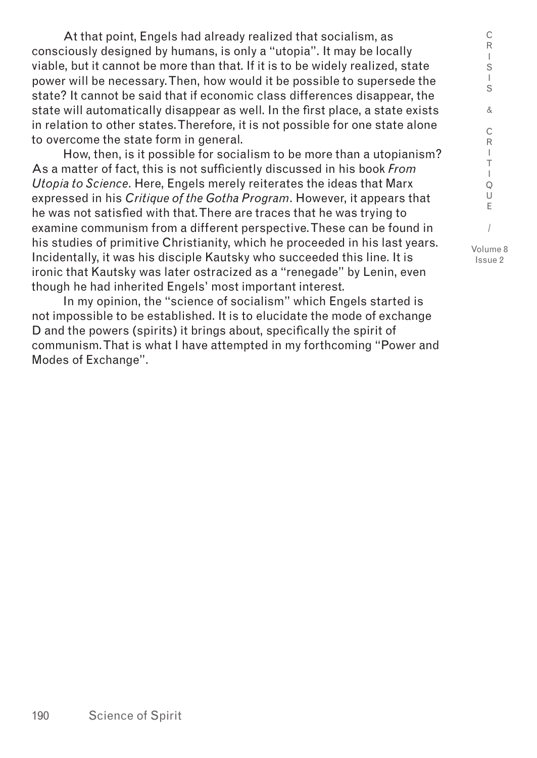At that point, Engels had already realized that socialism, as consciously designed by humans, is only a "utopia". It may be locally viable, but it cannot be more than that. If it is to be widely realized, state power will be necessary. Then, how would it be possible to supersede the state? It cannot be said that if economic class differences disappear, the state will automatically disappear as well. In the first place, a state exists in relation to other states. Therefore, it is not possible for one state alone to overcome the state form in general.

How, then, is it possible for socialism to be more than a utopianism? As a matter of fact, this is not sufficiently discussed in his book *From Utopia to Science*. Here, Engels merely reiterates the ideas that Marx expressed in his *Critique of the Gotha Program*. However, it appears that he was not satisfied with that. There are traces that he was trying to examine communism from a different perspective. These can be found in his studies of primitive Christianity, which he proceeded in his last years. Incidentally, it was his disciple Kautsky who succeeded this line. It is ironic that Kautsky was later ostracized as a "renegade" by Lenin, even though he had inherited Engels' most important interest.

In my opinion, the "science of socialism" which Engels started is not impossible to be established. It is to elucidate the mode of exchange D and the powers (spirits) it brings about, specifically the spirit of communism. That is what I have attempted in my forthcoming "Power and Modes of Exchange".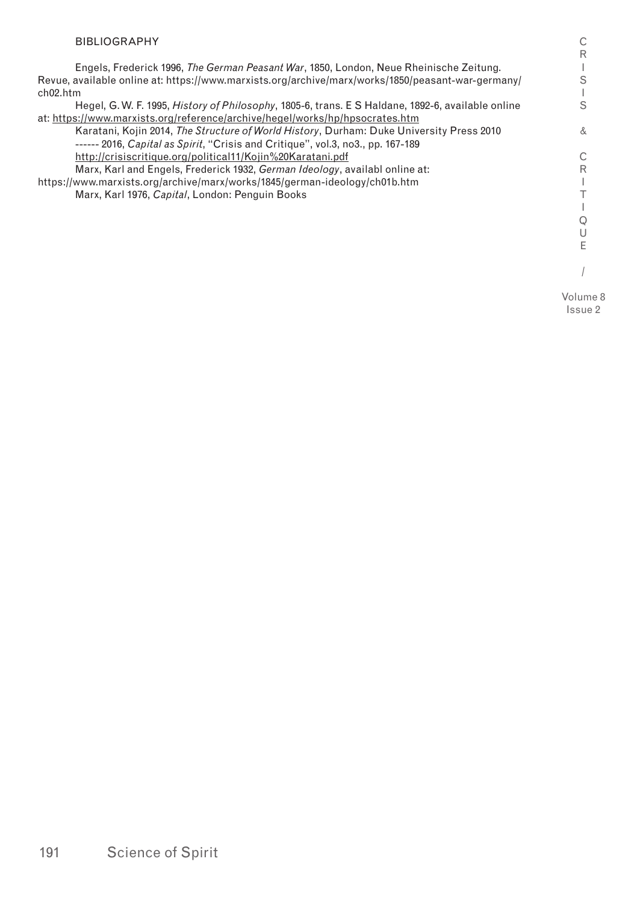## BIBLIOGRAPHY

Engels, Frederick 1996, *The German Peasant War*, 1850, London, Neue Rheinische Zeitung. Revue, available online at: https://www.marxists.org/archive/marx/works/1850/peasant-war-germany/ch02.htm

Hegel, G. W. F. 1995, *History of Philosophy*, 1805-6, trans. E S Haldane, 1892-6, available online at: https://www.marxists.org/reference/archive/hegel/works/hp/hpsocrates.htm

Karatani, Kojin 2014, *The Structure of World History*, Durham: Duke University Press 2010

------ 2016, *Capital as Spirit*, "Crisis and Critique", vol.3, no3., pp. 167-189 http://crisiscritique.org/political11/Kojin%20Karatani.pdf

Marx, Karl and Engels, Frederick 1932, *German Ideology*, availabl online at: https://www.marxists.org/archive/marx/works/1845/german-ideology/ch01b.htm

Marx, Karl 1976, *Capital*, London: Penguin Books